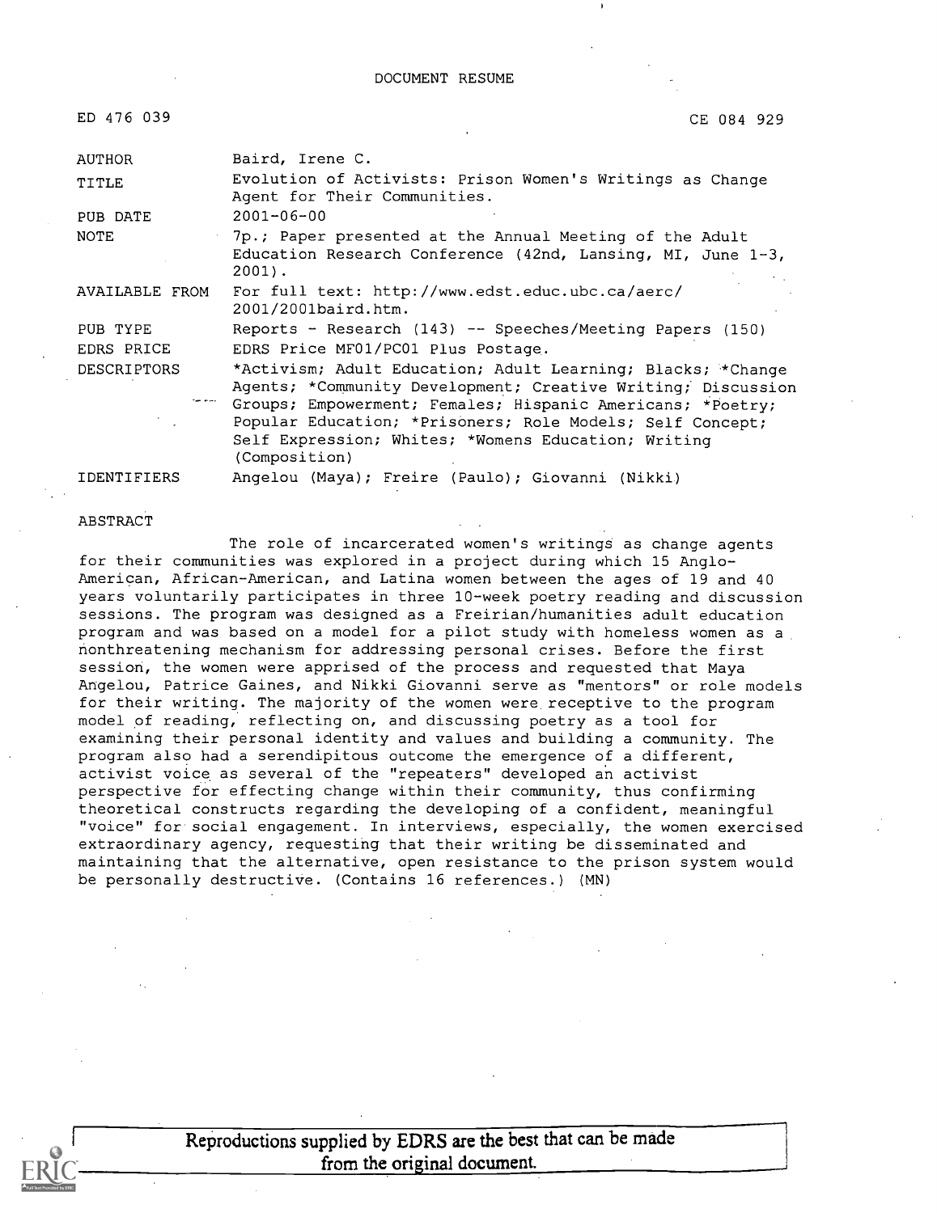DOCUMENT RESUME

| | |
|---|---|
| ED 476 039 | CE 084 929 |
| AUTHOR | Baird, Irene C. |
| TITLE | Evolution of Activists: Prison Women's Writings as Change Agent for Their Communities. |
| PUB DATE | 2001-06-00 |
| NOTE | 7p.; Paper presented at the Annual Meeting of the Adult Education Research Conference (42nd, Lansing, MI, June 1-3, 2001). |
| AVAILABLE FROM | For full text: http://www.edst.educ.ubc.ca/aerc/2001/2001baird.htm. |
| PUB TYPE | Reports - Research (143) -- Speeches/Meeting Papers (150) |
| EDRS PRICE | EDRS Price MF01/PC01 Plus Postage. |
| DESCRIPTORS | *Activism; Adult Education; Adult Learning; Blacks; *Change Agents; *Community Development; Creative Writing; Discussion Groups; Empowerment; Females; Hispanic Americans; *Poetry; Popular Education; *Prisoners; Role Models; Self Concept; Self Expression; Whites; *Womens Education; Writing (Composition) |
| IDENTIFIERS | Angelou (Maya); Freire (Paulo); Giovanni (Nikki) |

ABSTRACT

The role of incarcerated women's writings as change agents for their communities was explored in a project during which 15 Anglo-American, African-American, and Latina women between the ages of 19 and 40 years voluntarily participates in three 10-week poetry reading and discussion sessions. The program was designed as a Freirian/humanities adult education program and was based on a model for a pilot study with homeless women as a nonthreatening mechanism for addressing personal crises. Before the first session, the women were apprised of the process and requested that Maya Angelou, Patrice Gaines, and Nikki Giovanni serve as "mentors" or role models for their writing. The majority of the women were receptive to the program model of reading, reflecting on, and discussing poetry as a tool for examining their personal identity and values and building a community. The program also had a serendipitous outcome the emergence of a different, activist voice as several of the "repeaters" developed an activist perspective for effecting change within their community, thus confirming theoretical constructs regarding the developing of a confident, meaningful "voice" for social engagement. In interviews, especially, the women exercised extraordinary agency, requesting that their writing be disseminated and maintaining that the alternative, open resistance to the prison system would be personally destructive. (Contains 16 references.) (MN)

Reproductions supplied by EDRS are the best that can be made from the original document.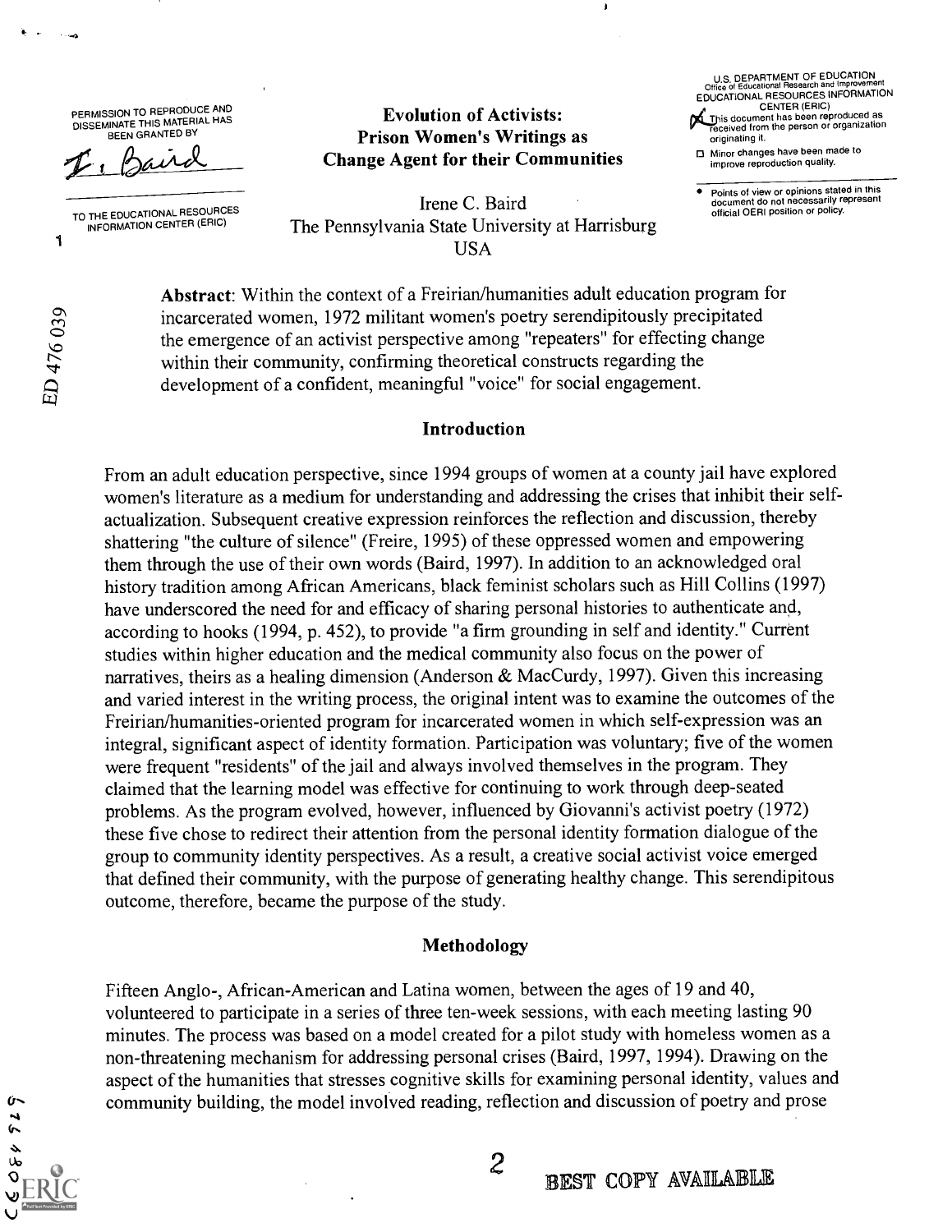PERMISSION TO REPRODUCE AND DISSEMINATE THIS MATERIAL HAS BEEN GRANTED BY

I. Baird

TO THE EDUCATIONAL RESOURCES INFORMATION CENTER (ERIC)

U.S. DEPARTMENT OF EDUCATION
Office of Educational Research and Improvement
EDUCATIONAL RESOURCES INFORMATION CENTER (ERIC)

- [x] This document has been reproduced as received from the person or organization originating it.
- [ ] Minor changes have been made to improve reproduction quality.

- Points of view or opinions stated in this document do not necessarily represent official OERI position or policy.

# Evolution of Activists: Prison Women's Writings as Change Agent for their Communities

Irene C. Baird
The Pennsylvania State University at Harrisburg
USA

**Abstract**: Within the context of a Freirian/humanities adult education program for incarcerated women, 1972 militant women's poetry serendipitously precipitated the emergence of an activist perspective among "repeaters" for effecting change within their community, confirming theoretical constructs regarding the development of a confident, meaningful "voice" for social engagement.

## Introduction

From an adult education perspective, since 1994 groups of women at a county jail have explored women's literature as a medium for understanding and addressing the crises that inhibit their self-actualization. Subsequent creative expression reinforces the reflection and discussion, thereby shattering "the culture of silence" (Freire, 1995) of these oppressed women and empowering them through the use of their own words (Baird, 1997). In addition to an acknowledged oral history tradition among African Americans, black feminist scholars such as Hill Collins (1997) have underscored the need for and efficacy of sharing personal histories to authenticate and, according to hooks (1994, p. 452), to provide "a firm grounding in self and identity." Current studies within higher education and the medical community also focus on the power of narratives, theirs as a healing dimension (Anderson & MacCurdy, 1997). Given this increasing and varied interest in the writing process, the original intent was to examine the outcomes of the Freirian/humanities-oriented program for incarcerated women in which self-expression was an integral, significant aspect of identity formation. Participation was voluntary; five of the women were frequent "residents" of the jail and always involved themselves in the program. They claimed that the learning model was effective for continuing to work through deep-seated problems. As the program evolved, however, influenced by Giovanni's activist poetry (1972) these five chose to redirect their attention from the personal identity formation dialogue of the group to community identity perspectives. As a result, a creative social activist voice emerged that defined their community, with the purpose of generating healthy change. This serendipitous outcome, therefore, became the purpose of the study.

## Methodology

Fifteen Anglo-, African-American and Latina women, between the ages of 19 and 40, volunteered to participate in a series of three ten-week sessions, with each meeting lasting 90 minutes. The process was based on a model created for a pilot study with homeless women as a non-threatening mechanism for addressing personal crises (Baird, 1997, 1994). Drawing on the aspect of the humanities that stresses cognitive skills for examining personal identity, values and community building, the model involved reading, reflection and discussion of poetry and prose

BEST COPY AVAILABLE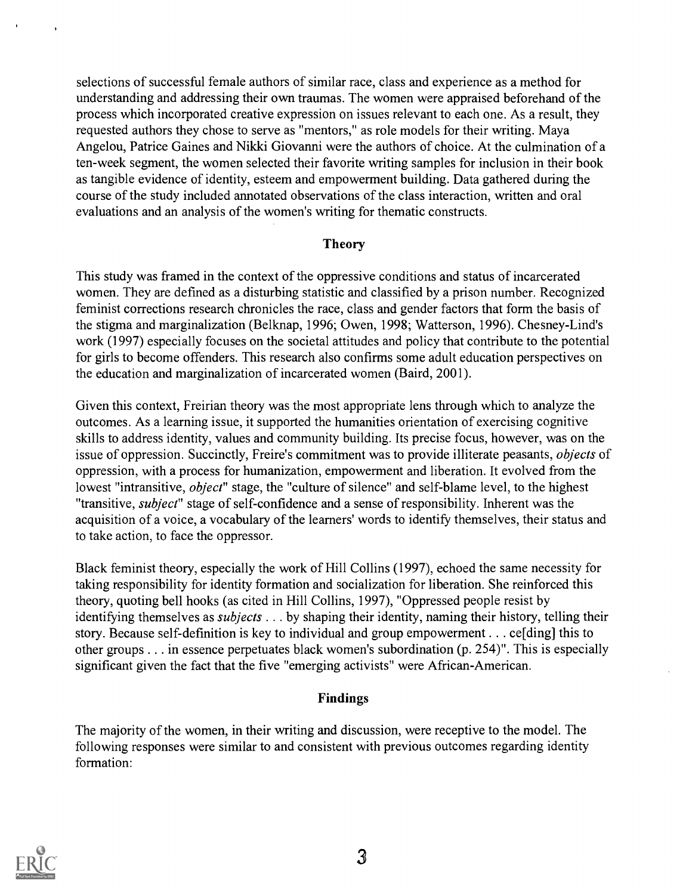selections of successful female authors of similar race, class and experience as a method for understanding and addressing their own traumas. The women were appraised beforehand of the process which incorporated creative expression on issues relevant to each one. As a result, they requested authors they chose to serve as "mentors," as role models for their writing. Maya Angelou, Patrice Gaines and Nikki Giovanni were the authors of choice. At the culmination of a ten-week segment, the women selected their favorite writing samples for inclusion in their book as tangible evidence of identity, esteem and empowerment building. Data gathered during the course of the study included annotated observations of the class interaction, written and oral evaluations and an analysis of the women's writing for thematic constructs.

## Theory

This study was framed in the context of the oppressive conditions and status of incarcerated women. They are defined as a disturbing statistic and classified by a prison number. Recognized feminist corrections research chronicles the race, class and gender factors that form the basis of the stigma and marginalization (Belknap, 1996; Owen, 1998; Watterson, 1996). Chesney-Lind's work (1997) especially focuses on the societal attitudes and policy that contribute to the potential for girls to become offenders. This research also confirms some adult education perspectives on the education and marginalization of incarcerated women (Baird, 2001).

Given this context, Freirian theory was the most appropriate lens through which to analyze the outcomes. As a learning issue, it supported the humanities orientation of exercising cognitive skills to address identity, values and community building. Its precise focus, however, was on the issue of oppression. Succinctly, Freire's commitment was to provide illiterate peasants, *objects* of oppression, with a process for humanization, empowerment and liberation. It evolved from the lowest "intransitive, *object*" stage, the "culture of silence" and self-blame level, to the highest "transitive, *subject*" stage of self-confidence and a sense of responsibility. Inherent was the acquisition of a voice, a vocabulary of the learners' words to identify themselves, their status and to take action, to face the oppressor.

Black feminist theory, especially the work of Hill Collins (1997), echoed the same necessity for taking responsibility for identity formation and socialization for liberation. She reinforced this theory, quoting bell hooks (as cited in Hill Collins, 1997), "Oppressed people resist by identifying themselves as *subjects* . . . by shaping their identity, naming their history, telling their story. Because self-definition is key to individual and group empowerment . . . ce[ding] this to other groups . . . in essence perpetuates black women's subordination (p. 254)". This is especially significant given the fact that the five "emerging activists" were African-American.

## Findings

The majority of the women, in their writing and discussion, were receptive to the model. The following responses were similar to and consistent with previous outcomes regarding identity formation: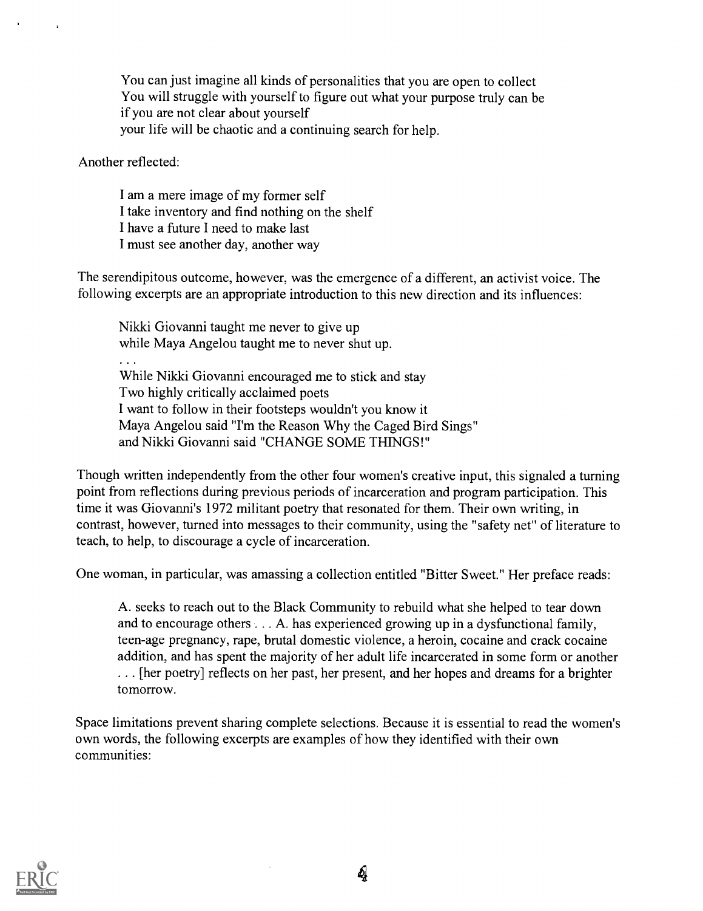> You can just imagine all kinds of personalities that you are open to collect
> You will struggle with yourself to figure out what your purpose truly can be
> if you are not clear about yourself
> your life will be chaotic and a continuing search for help.

Another reflected:

> I am a mere image of my former self
> I take inventory and find nothing on the shelf
> I have a future I need to make last
> I must see another day, another way

The serendipitous outcome, however, was the emergence of a different, an activist voice. The following excerpts are an appropriate introduction to this new direction and its influences:

> Nikki Giovanni taught me never to give up
> while Maya Angelou taught me to never shut up.
> . . .
> While Nikki Giovanni encouraged me to stick and stay
> Two highly critically acclaimed poets
> I want to follow in their footsteps wouldn't you know it
> Maya Angelou said "I'm the Reason Why the Caged Bird Sings"
> and Nikki Giovanni said "CHANGE SOME THINGS!"

Though written independently from the other four women's creative input, this signaled a turning point from reflections during previous periods of incarceration and program participation. This time it was Giovanni's 1972 militant poetry that resonated for them. Their own writing, in contrast, however, turned into messages to their community, using the "safety net" of literature to teach, to help, to discourage a cycle of incarceration.

One woman, in particular, was amassing a collection entitled "Bitter Sweet." Her preface reads:

> A. seeks to reach out to the Black Community to rebuild what she helped to tear down and to encourage others . . . A. has experienced growing up in a dysfunctional family, teen-age pregnancy, rape, brutal domestic violence, a heroin, cocaine and crack cocaine addition, and has spent the majority of her adult life incarcerated in some form or another . . . [her poetry] reflects on her past, her present, and her hopes and dreams for a brighter tomorrow.

Space limitations prevent sharing complete selections. Because it is essential to read the women's own words, the following excerpts are examples of how they identified with their own communities: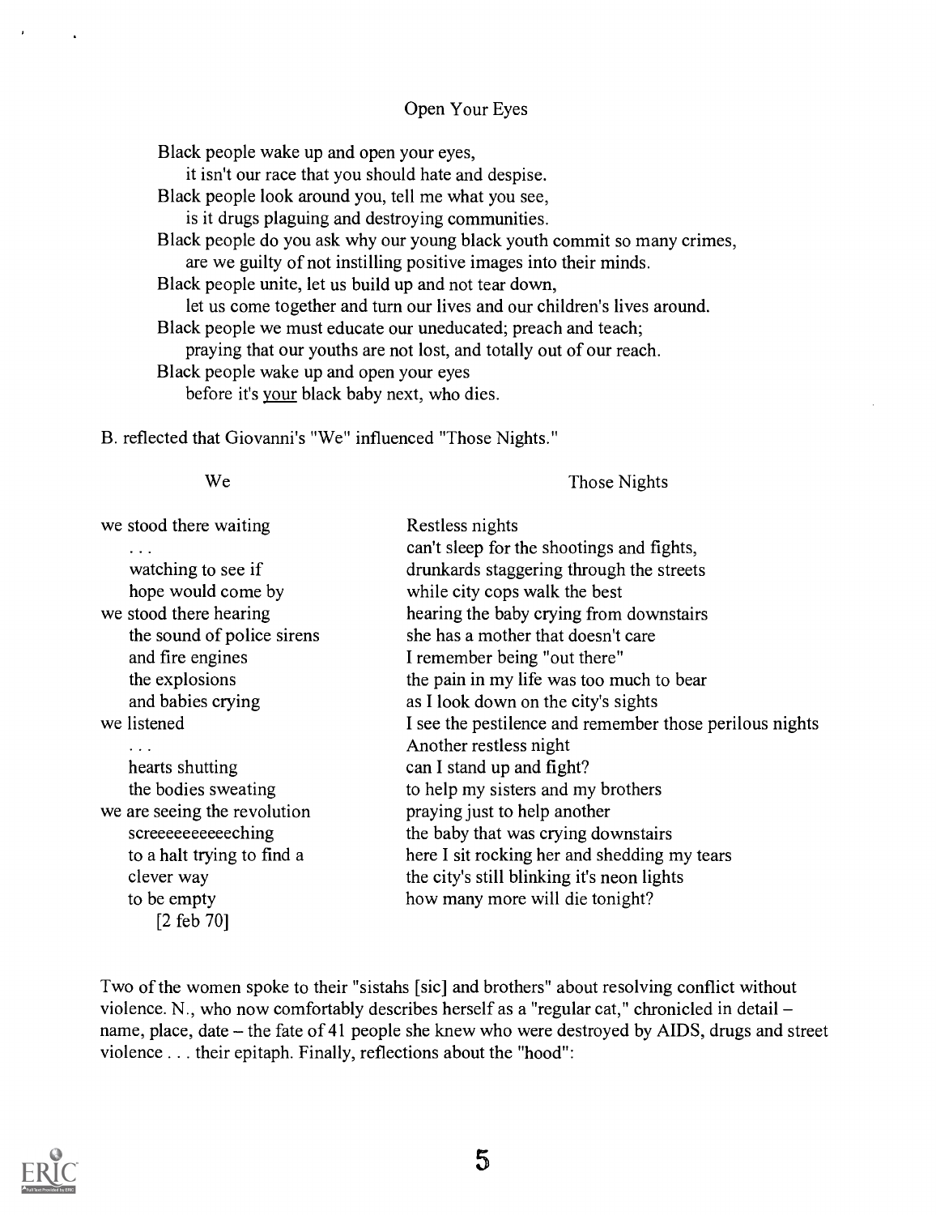### Open Your Eyes

Black people wake up and open your eyes,
    it isn't our race that you should hate and despise.
Black people look around you, tell me what you see,
    is it drugs plaguing and destroying communities.
Black people do you ask why our young black youth commit so many crimes,
    are we guilty of not instilling positive images into their minds.
Black people unite, let us build up and not tear down,
    let us come together and turn our lives and our children's lives around.
Black people we must educate our uneducated; preach and teach;
    praying that our youths are not lost, and totally out of our reach.
Black people wake up and open your eyes
    before it's <u>your</u> black baby next, who dies.

B. reflected that Giovanni's "We" influenced "Those Nights."

**We**

we stood there waiting
    . . .
    watching to see if
    hope would come by
we stood there hearing
    the sound of police sirens
    and fire engines
    the explosions
    and babies crying
we listened
    . . .
    hearts shutting
    the bodies sweating
we are seeing the revolution
    screeeeeeeeeeching
    to a halt trying to find a
    clever way
    to be empty
        [2 feb 70]

**Those Nights**

Restless nights
can't sleep for the shootings and fights,
drunkards staggering through the streets
while city cops walk the best
hearing the baby crying from downstairs
she has a mother that doesn't care
I remember being "out there"
the pain in my life was too much to bear
as I look down on the city's sights
I see the pestilence and remember those perilous nights
Another restless night
can I stand up and fight?
to help my sisters and my brothers
praying just to help another
the baby that was crying downstairs
here I sit rocking her and shedding my tears
the city's still blinking it's neon lights
how many more will die tonight?

Two of the women spoke to their "sistahs [sic] and brothers" about resolving conflict without violence. N., who now comfortably describes herself as a "regular cat," chronicled in detail – name, place, date – the fate of 41 people she knew who were destroyed by AIDS, drugs and street violence . . . their epitaph. Finally, reflections about the "hood":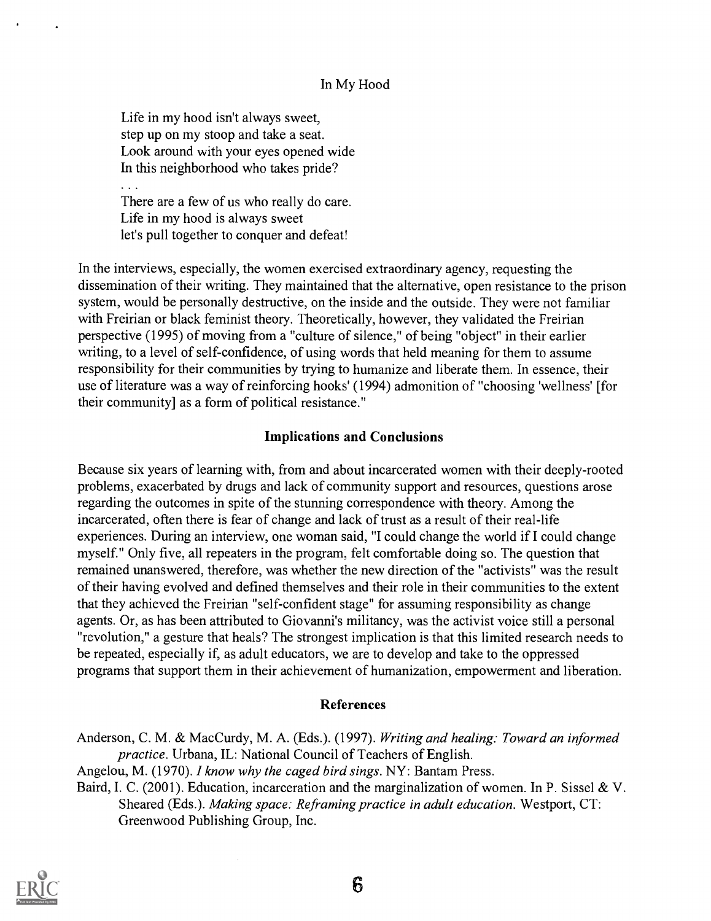In My Hood

> Life in my hood isn't always sweet,
> step up on my stoop and take a seat.
> Look around with your eyes opened wide
> In this neighborhood who takes pride?
> . . .
> There are a few of us who really do care.
> Life in my hood is always sweet
> let's pull together to conquer and defeat!

In the interviews, especially, the women exercised extraordinary agency, requesting the dissemination of their writing. They maintained that the alternative, open resistance to the prison system, would be personally destructive, on the inside and the outside. They were not familiar with Freirian or black feminist theory. Theoretically, however, they validated the Freirian perspective (1995) of moving from a "culture of silence," of being "object" in their earlier writing, to a level of self-confidence, of using words that held meaning for them to assume responsibility for their communities by trying to humanize and liberate them. In essence, their use of literature was a way of reinforcing hooks' (1994) admonition of "choosing 'wellness' [for their community] as a form of political resistance."

## Implications and Conclusions

Because six years of learning with, from and about incarcerated women with their deeply-rooted problems, exacerbated by drugs and lack of community support and resources, questions arose regarding the outcomes in spite of the stunning correspondence with theory. Among the incarcerated, often there is fear of change and lack of trust as a result of their real-life experiences. During an interview, one woman said, "I could change the world if I could change myself." Only five, all repeaters in the program, felt comfortable doing so. The question that remained unanswered, therefore, was whether the new direction of the "activists" was the result of their having evolved and defined themselves and their role in their communities to the extent that they achieved the Freirian "self-confident stage" for assuming responsibility as change agents. Or, as has been attributed to Giovanni's militancy, was the activist voice still a personal "revolution," a gesture that heals? The strongest implication is that this limited research needs to be repeated, especially if, as adult educators, we are to develop and take to the oppressed programs that support them in their achievement of humanization, empowerment and liberation.

## References

Anderson, C. M. & MacCurdy, M. A. (Eds.). (1997). *Writing and healing: Toward an informed practice*. Urbana, IL: National Council of Teachers of English.

Angelou, M. (1970). *I know why the caged bird sings*. NY: Bantam Press.

Baird, I. C. (2001). Education, incarceration and the marginalization of women. In P. Sissel & V. Sheared (Eds.). *Making space: Reframing practice in adult education*. Westport, CT: Greenwood Publishing Group, Inc.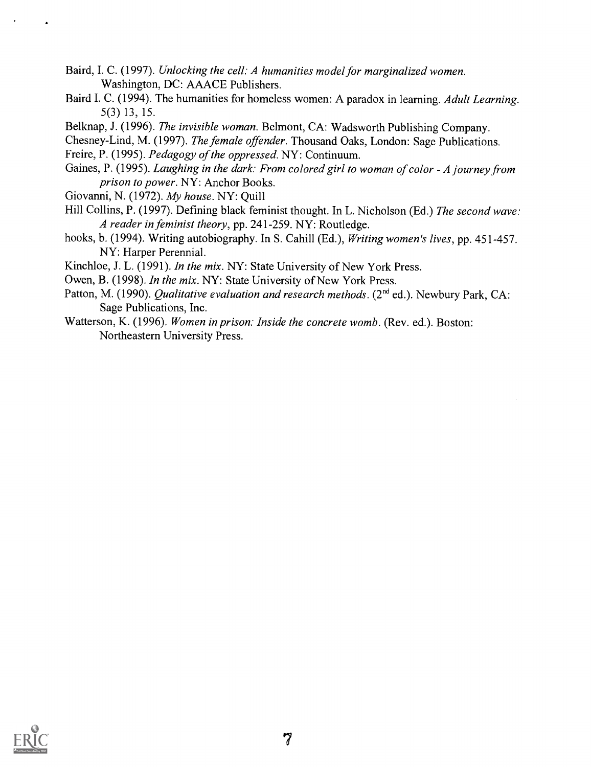Baird, I. C. (1997). *Unlocking the cell: A humanities model for marginalized women.* Washington, DC: AAACE Publishers.

Baird I. C. (1994). The humanities for homeless women: A paradox in learning. *Adult Learning.* 5(3) 13, 15.

Belknap, J. (1996). *The invisible woman.* Belmont, CA: Wadsworth Publishing Company.

Chesney-Lind, M. (1997). *The female offender.* Thousand Oaks, London: Sage Publications.

Freire, P. (1995). *Pedagogy of the oppressed.* NY: Continuum.

Gaines, P. (1995). *Laughing in the dark: From colored girl to woman of color - A journey from prison to power.* NY: Anchor Books.

Giovanni, N. (1972). *My house.* NY: Quill

Hill Collins, P. (1997). Defining black feminist thought. In L. Nicholson (Ed.) *The second wave: A reader in feminist theory*, pp. 241-259. NY: Routledge.

hooks, b. (1994). Writing autobiography. In S. Cahill (Ed.), *Writing women's lives*, pp. 451-457. NY: Harper Perennial.

Kinchloe, J. L. (1991). *In the mix.* NY: State University of New York Press.

Owen, B. (1998). *In the mix.* NY: State University of New York Press.

Patton, M. (1990). *Qualitative evaluation and research methods.* (2nd ed.). Newbury Park, CA: Sage Publications, Inc.

Watterson, K. (1996). *Women in prison: Inside the concrete womb.* (Rev. ed.). Boston: Northeastern University Press.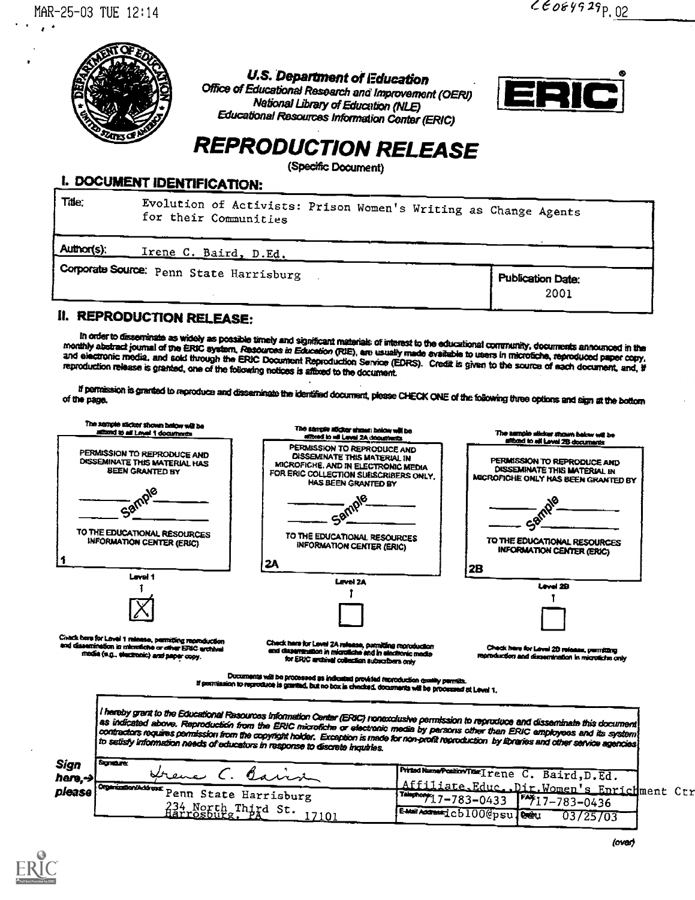MAR-25-03 TUE 12:14

CE084929 P. 02

**U.S. Department of Education**
*Office of Educational Research and Improvement (OERI)*
*National Library of Education (NLE)*
*Educational Resources Information Center (ERIC)*

ERIC®

# REPRODUCTION RELEASE

(Specific Document)

## I. DOCUMENT IDENTIFICATION:

| | |
|---|---|
| Title: Evolution of Activists: Prison Women's Writing as Change Agents for their Communities | |
| Author(s): Irene C. Baird, D.Ed. | |
| Corporate Source: Penn State Harrisburg | Publication Date: 2001 |

## II. REPRODUCTION RELEASE:

In order to disseminate as widely as possible timely and significant materials of interest to the educational community, documents announced in the monthly abstract journal of the ERIC system, *Resources in Education* (RIE), are usually made available to users in microfiche, reproduced paper copy, and electronic media, and sold through the ERIC Document Reproduction Service (EDRS). Credit is given to the source of each document, and, if reproduction release is granted, one of the following notices is affixed to the document.

If permission is granted to reproduce and disseminate the identified document, please CHECK ONE of the following three options and sign at the bottom of the page.

| The sample sticker shown below will be affixed to all Level 1 documents | The sample sticker shown below will be affixed to all Level 2A documents | The sample sticker shown below will be affixed to all Level 2B documents |
|---|---|---|
| PERMISSION TO REPRODUCE AND DISSEMINATE THIS MATERIAL HAS BEEN GRANTED BY | PERMISSION TO REPRODUCE AND DISSEMINATE THIS MATERIAL IN MICROFICHE, AND IN ELECTRONIC MEDIA FOR ERIC COLLECTION SUBSCRIBERS ONLY, HAS BEEN GRANTED BY | PERMISSION TO REPRODUCE AND DISSEMINATE THIS MATERIAL IN MICROFICHE ONLY HAS BEEN GRANTED BY |
| Sample | Sample | Sample |
| TO THE EDUCATIONAL RESOURCES INFORMATION CENTER (ERIC) | TO THE EDUCATIONAL RESOURCES INFORMATION CENTER (ERIC) | TO THE EDUCATIONAL RESOURCES INFORMATION CENTER (ERIC) |
| 1 | 2A | 2B |
| Level 1 | Level 2A | Level 2B |
| [X] | [ ] | [ ] |
| Check here for Level 1 release, permitting reproduction and dissemination in microfiche or other ERIC archival media (e.g., electronic) *and* paper copy. | Check here for Level 2A release, permitting reproduction and dissemination in microfiche and in electronic media for ERIC archival collection subscribers only | Check here for Level 2B release, permitting reproduction and dissemination in microfiche only |

Documents will be processed as indicated provided reproduction quality permits.
If permission to reproduce is granted, but no box is checked, documents will be processed at Level 1.

*I hereby grant to the Educational Resources Information Center (ERIC) nonexclusive permission to reproduce and disseminate this document as indicated above. Reproduction from the ERIC microfiche or electronic media by persons other than ERIC employees and its system contractors requires permission from the copyright holder. Exception is made for non-profit reproduction by libraries and other service agencies to satisfy information needs of educators in response to discrete inquiries.*

**Sign here,→ please**

| | |
|---|---|
| Signature: Irene C. Baird | Printed Name/Position/Title: Irene C. Baird, D.Ed. Affiliate, Educ., Dir, Women's Enrichment Ctr |
| Organization/Address: Penn State Harrisburg 234 North Third St. Harrisburg, PA 17101 | Telephone: 717-783-0433 FAX: 717-783-0436 |
| | E-Mail Address: icb100@psu.edu Date: 03/25/03 |

(over)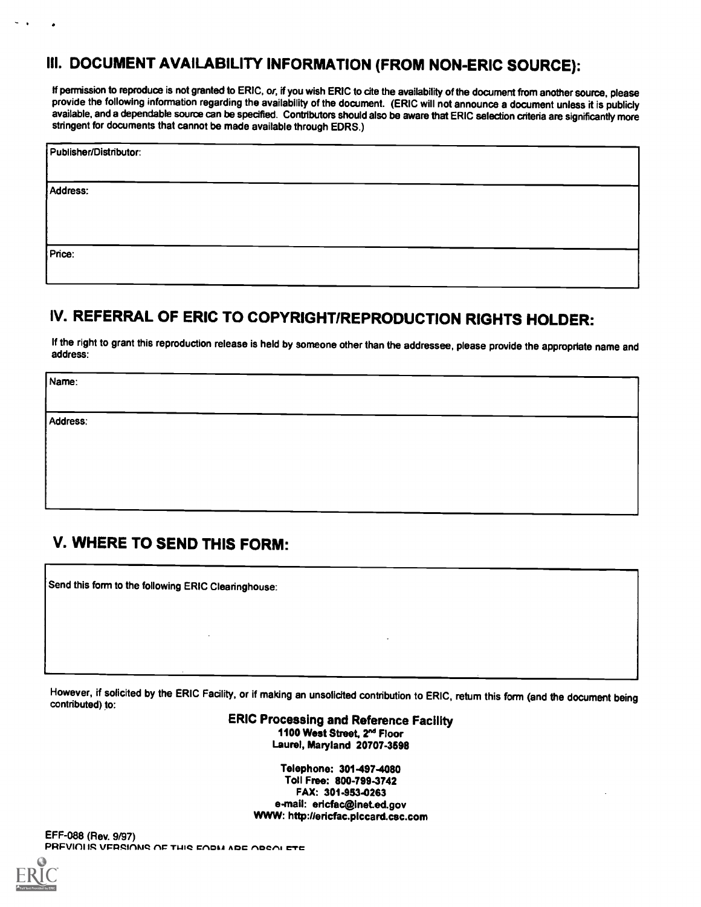## III. DOCUMENT AVAILABILITY INFORMATION (FROM NON-ERIC SOURCE):

If permission to reproduce is not granted to ERIC, or, if you wish ERIC to cite the availability of the document from another source, please provide the following information regarding the availability of the document. (ERIC will not announce a document unless it is publicly available, and a dependable source can be specified. Contributors should also be aware that ERIC selection criteria are significantly more stringent for documents that cannot be made available through EDRS.)

| |
|---|
| Publisher/Distributor: |
| Address: |
| Price: |

## IV. REFERRAL OF ERIC TO COPYRIGHT/REPRODUCTION RIGHTS HOLDER:

If the right to grant this reproduction release is held by someone other than the addressee, please provide the appropriate name and address:

| |
|---|
| Name: |
| Address: |

## V. WHERE TO SEND THIS FORM:

| |
|---|
| Send this form to the following ERIC Clearinghouse: |

However, if solicited by the ERIC Facility, or if making an unsolicited contribution to ERIC, return this form (and the document being contributed) to:

**ERIC Processing and Reference Facility**
**1100 West Street, 2nd Floor**
**Laurel, Maryland 20707-3598**

**Telephone: 301-497-4080**
**Toll Free: 800-799-3742**
**FAX: 301-953-0263**
**e-mail: ericfac@inet.ed.gov**
**WWW: http://ericfac.piccard.csc.com**

EFF-088 (Rev. 9/97)
PREVIOUS VERSIONS OF THIS FORM ARE OBSOLETE